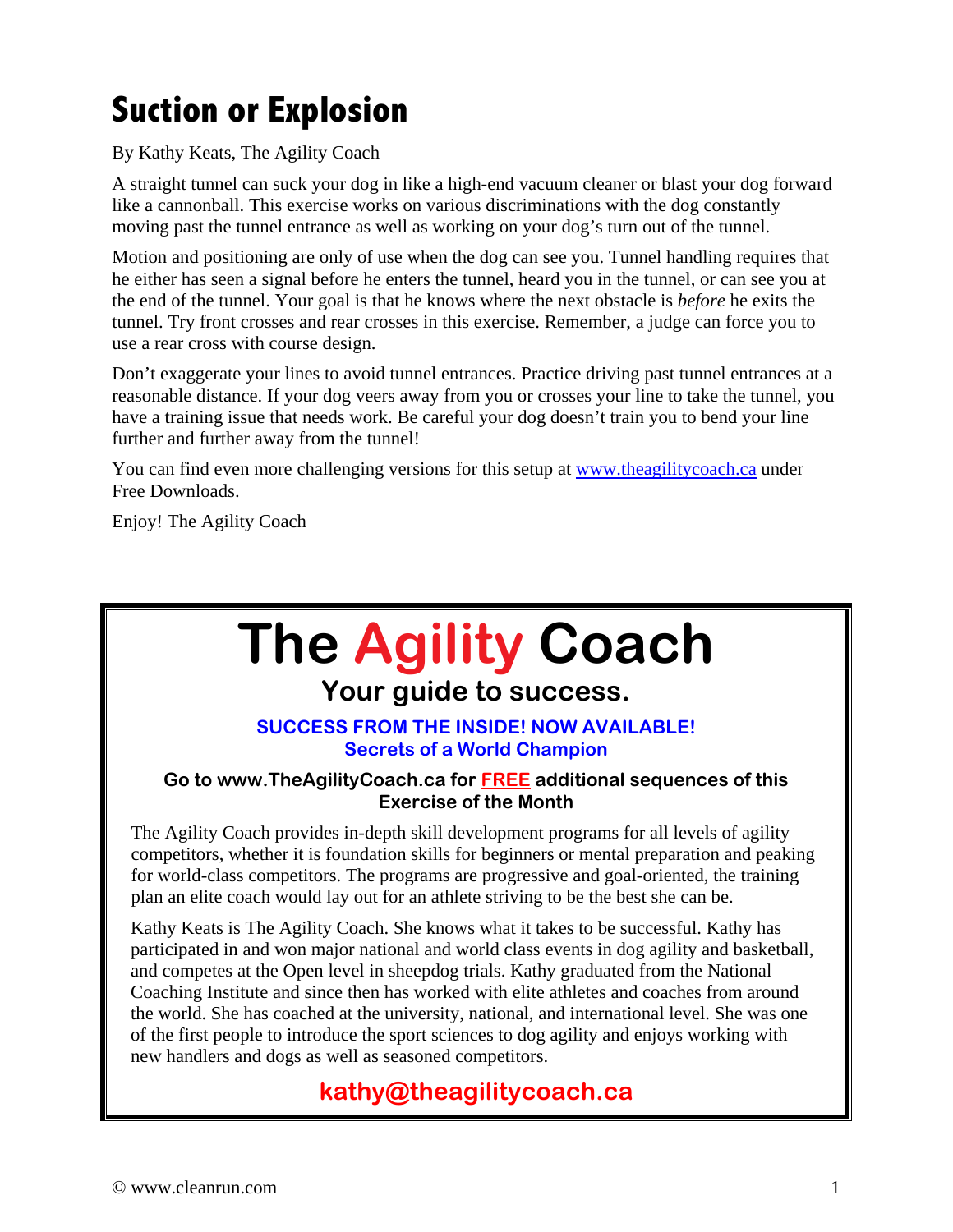# Suction or Explosion

By Kathy Keats, The Agility Coach

A straight tunnel can suck your dog in like a high-end vacuum cleaner or blast your dog forward like a cannonball. This exercise works on various discriminations with the dog constantly moving past the tunnel entrance as well as working on your dog's turn out of the tunnel.

Motion and positioning are only of use when the dog can see you. Tunnel handling requires that he either has seen a signal before he enters the tunnel, heard you in the tunnel, or can see you at the end of the tunnel. Your goal is that he knows where the next obstacle is *before* he exits the tunnel. Try front crosses and rear crosses in this exercise. Remember, a judge can force you to use a rear cross with course design.

Don't exaggerate your lines to avoid tunnel entrances. Practice driving past tunnel entrances at a reasonable distance. If your dog veers away from you or crosses your line to take the tunnel, you have a training issue that needs work. Be careful your dog doesn't train you to bend your line further and further away from the tunnel!

You can find even more challenging versions for this setup at [www.theagilitycoach.ca](http://www.theagilitycoach.ca) under Free Downloads.

Enjoy! The Agility Coach

---

# The Agility Coach

## Your guide to success.

**SUCCESS FROM THE INSIDE! NOW AVAILABLE!**
**Secrets of a World Champion**

**Go to www.TheAgilityCoach.ca for FREE additional sequences of this Exercise of the Month**

The Agility Coach provides in-depth skill development programs for all levels of agility competitors, whether it is foundation skills for beginners or mental preparation and peaking for world-class competitors. The programs are progressive and goal-oriented, the training plan an elite coach would lay out for an athlete striving to be the best she can be.

Kathy Keats is The Agility Coach. She knows what it takes to be successful. Kathy has participated in and won major national and world class events in dog agility and basketball, and competes at the Open level in sheepdog trials. Kathy graduated from the National Coaching Institute and since then has worked with elite athletes and coaches from around the world. She has coached at the university, national, and international level. She was one of the first people to introduce the sport sciences to dog agility and enjoys working with new handlers and dogs as well as seasoned competitors.

**kathy@theagilitycoach.ca**

© www.cleanrun.com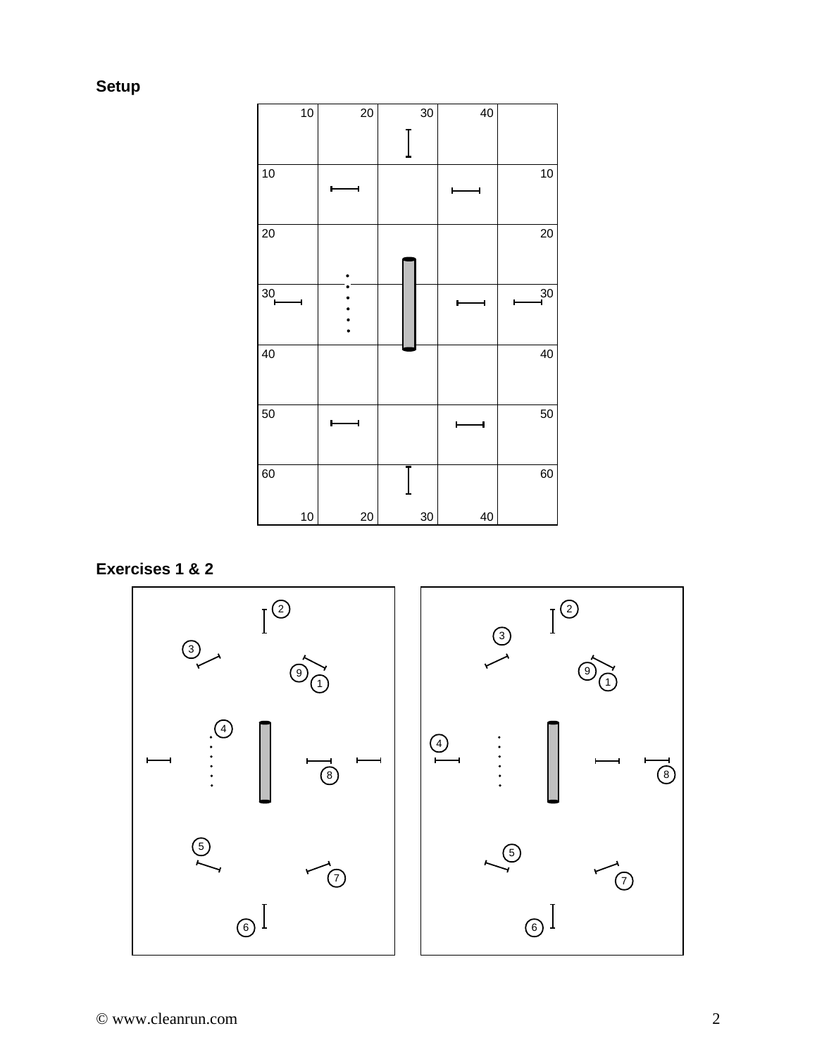## Setup

## Exercises 1 & 2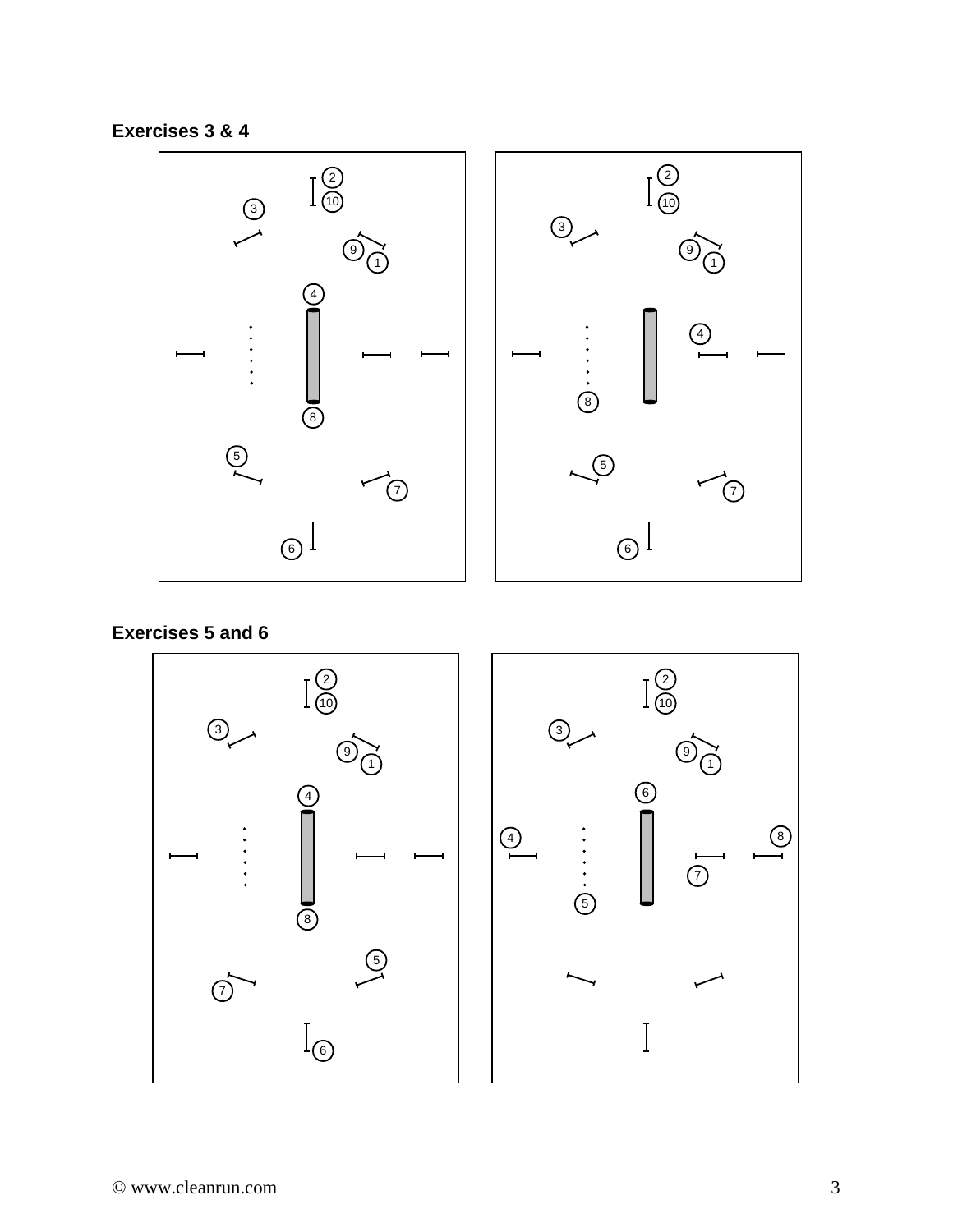**Exercises 3 & 4**

**Exercises 5 and 6**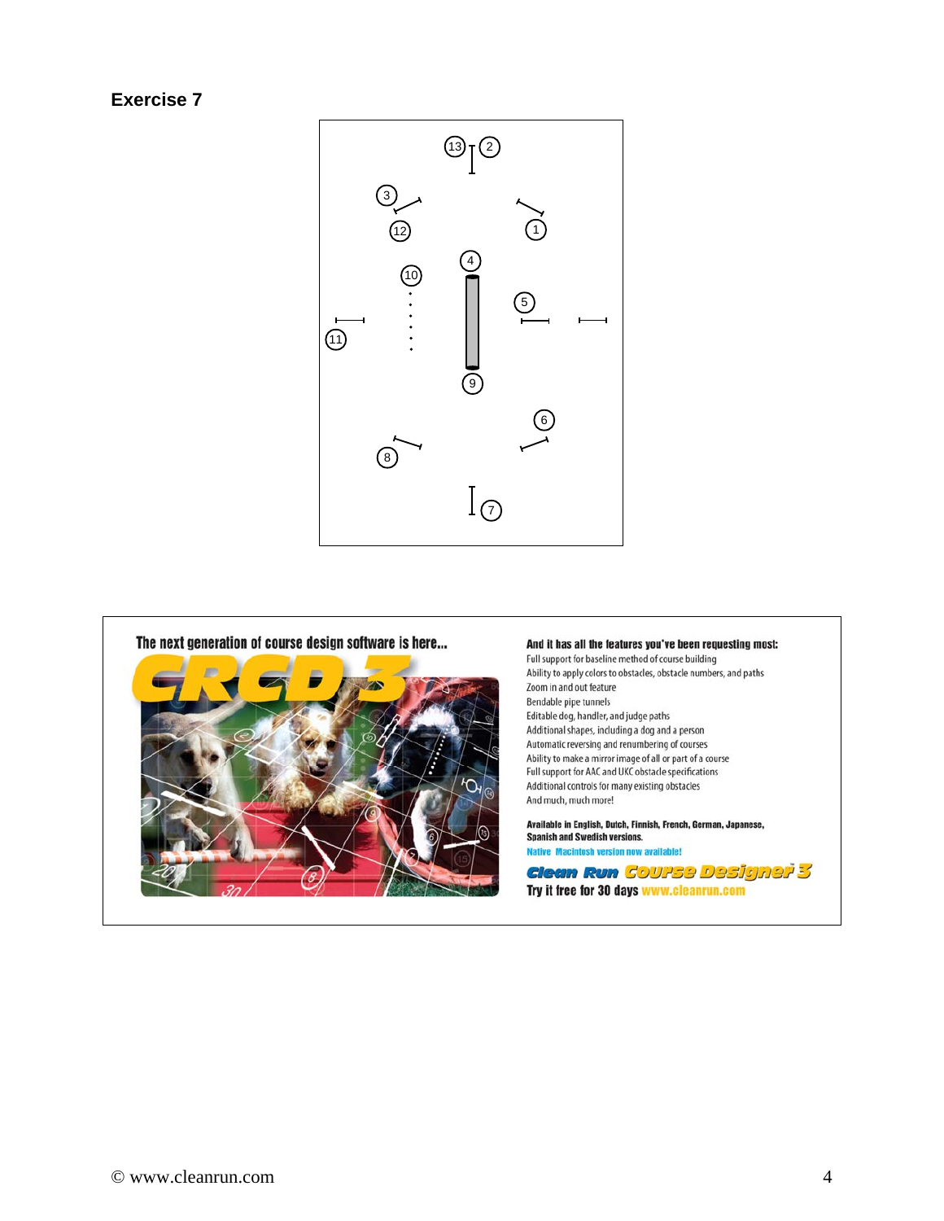## Exercise 7

13 2

3

1

12

4

10

5

11

9

6

8

7

The next generation of course design software is here...

CRCD 3

And it has all the features you've been requesting most:

Full support for baseline method of course building
Ability to apply colors to obstacles, obstacle numbers, and paths
Zoom in and out feature
Bendable pipe tunnels
Editable dog, handler, and judge paths
Additional shapes, including a dog and a person
Automatic reversing and renumbering of courses
Ability to make a mirror image of all or part of a course
Full support for AAC and UKC obstacle specifications
Additional controls for many existing obstacles
And much, much more!

Available in English, Dutch, Finnish, French, German, Japanese, Spanish and Swedish versions.

Native Macintosh version now available!

Clean Run Course Designer 3

Try it free for 30 days www.cleanrun.com

© www.cleanrun.com